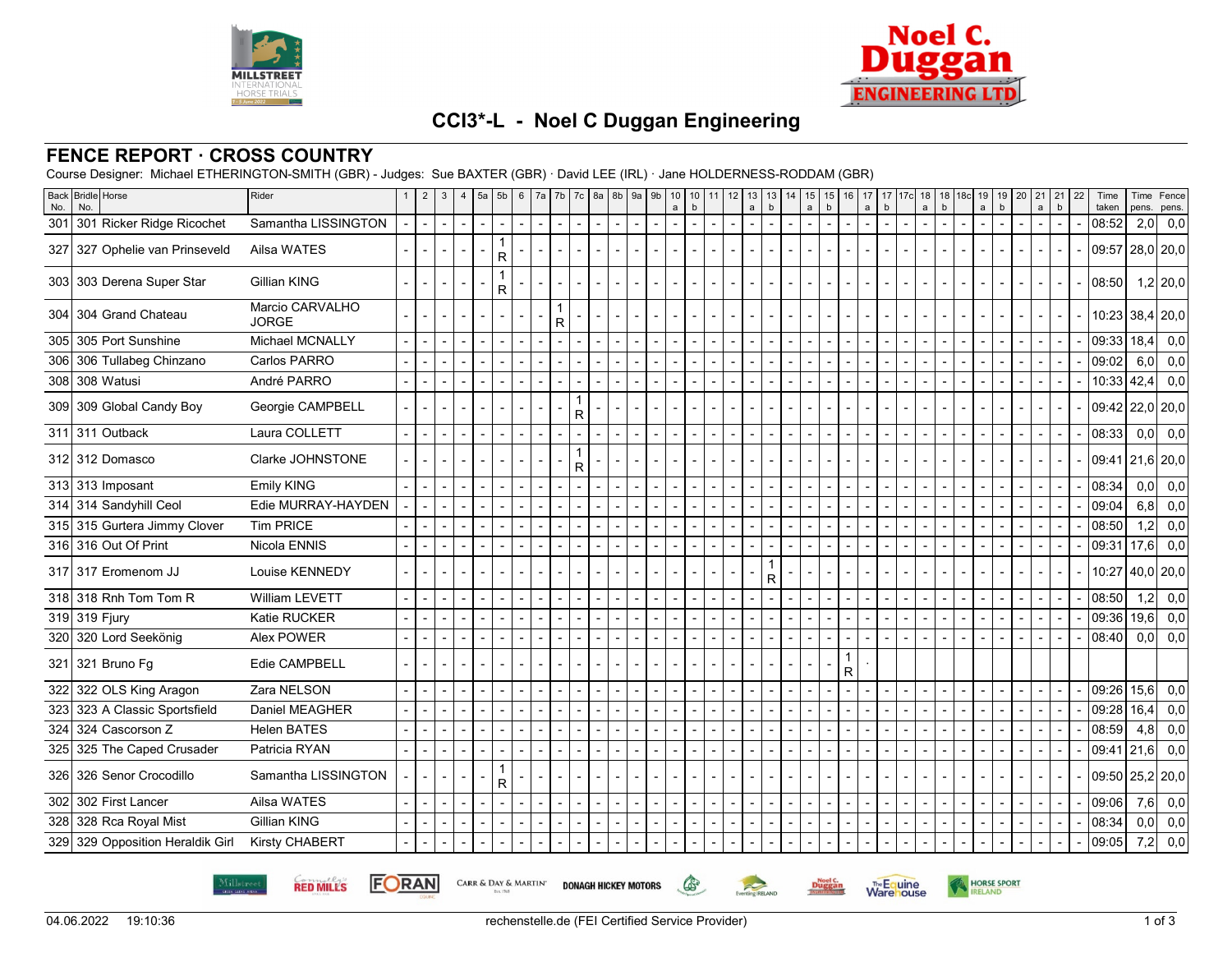# CCI3*-L - Noel C Duggan Engineering

## FENCE REPORT · CROSS COUNTRY

Course Designer: Michael ETHERINGTON-SMITH (GBR) - Judges: Sue BAXTER (GBR) · David LEE (IRL) · Jane HOLDERNESS-RODDAM (GBR)

| Back No. | Bridle No. | Horse | Rider | 1 | 2 | 3 | 4 | 5a | 5b | 6 | 7a | 7b | 7c | 8a | 8b | 9a | 9b | 10 a | 10 b | 11 | 12 | 13 a | 13 b | 14 | 15 a | 15 b | 16 | 17 a | 17 b | 17c | 18 a | 18 b | 18c | 19 a | 19 b | 20 | 21 a | 21 b | 22 | Time taken | Time pens. | Fence pens. |
|---|---|---|---|---|---|---|---|---|---|---|---|---|---|---|---|---|---|---|---|---|---|---|---|---|---|---|---|---|---|---|---|---|---|---|---|---|---|---|---|---|---|---|
| 301 | 301 | Ricker Ridge Ricochet | Samantha LISSINGTON | - | - | - | - | - | - | - | - | - | - | - | - | - | - | - | - | - | - | - | - | - | - | - | - | - | - | - | - | - | - | - | - | - | - | - | - | 08:52 | 2,0 | 0,0 |
| 327 | 327 | Ophelie van Prinseveld | Ailsa WATES | - | - | - | - | - | 1 R | - | - | - | - | - | - | - | - | - | - | - | - | - | - | - | - | - | - | - | - | - | - | - | - | - | - | - | - | - | - | 09:57 | 28,0 | 20,0 |
| 303 | 303 | Derena Super Star | Gillian KING | - | - | - | - | - | 1 R | - | - | - | - | - | - | - | - | - | - | - | - | - | - | - | - | - | - | - | - | - | - | - | - | - | - | - | - | - | - | 08:50 | 1,2 | 20,0 |
| 304 | 304 | Grand Chateau | Marcio CARVALHO JORGE | - | - | - | - | - | - | - | - | 1 R | - | - | - | - | - | - | - | - | - | - | - | - | - | - | - | - | - | - | - | - | - | - | - | - | - | - | - | 10:23 | 38,4 | 20,0 |
| 305 | 305 | Port Sunshine | Michael MCNALLY | - | - | - | - | - | - | - | - | - | - | - | - | - | - | - | - | - | - | - | - | - | - | - | - | - | - | - | - | - | - | - | - | - | - | - | - | 09:33 | 18,4 | 0,0 |
| 306 | 306 | Tullabeg Chinzano | Carlos PARRO | - | - | - | - | - | - | - | - | - | - | - | - | - | - | - | - | - | - | - | - | - | - | - | - | - | - | - | - | - | - | - | - | - | - | - | - | 09:02 | 6,0 | 0,0 |
| 308 | 308 | Watusi | André PARRO | - | - | - | - | - | - | - | - | - | - | - | - | - | - | - | - | - | - | - | - | - | - | - | - | - | - | - | - | - | - | - | - | - | - | - | - | 10:33 | 42,4 | 0,0 |
| 309 | 309 | Global Candy Boy | Georgie CAMPBELL | - | - | - | - | - | - | - | - | - | 1 R | - | - | - | - | - | - | - | - | - | - | - | - | - | - | - | - | - | - | - | - | - | - | - | - | - | - | 09:42 | 22,0 | 20,0 |
| 311 | 311 | Outback | Laura COLLETT | - | - | - | - | - | - | - | - | - | - | - | - | - | - | - | - | - | - | - | - | - | - | - | - | - | - | - | - | - | - | - | - | - | - | - | - | 08:33 | 0,0 | 0,0 |
| 312 | 312 | Domasco | Clarke JOHNSTONE | - | - | - | - | - | - | - | - | - | 1 R | - | - | - | - | - | - | - | - | - | - | - | - | - | - | - | - | - | - | - | - | - | - | - | - | - | - | 09:41 | 21,6 | 20,0 |
| 313 | 313 | Imposant | Emily KING | - | - | - | - | - | - | - | - | - | - | - | - | - | - | - | - | - | - | - | - | - | - | - | - | - | - | - | - | - | - | - | - | - | - | - | - | 08:34 | 0,0 | 0,0 |
| 314 | 314 | Sandyhill Ceol | Edie MURRAY-HAYDEN | - | - | - | - | - | - | - | - | - | - | - | - | - | - | - | - | - | - | - | - | - | - | - | - | - | - | - | - | - | - | - | - | - | - | - | - | 09:04 | 6,8 | 0,0 |
| 315 | 315 | Gurtera Jimmy Clover | Tim PRICE | - | - | - | - | - | - | - | - | - | - | - | - | - | - | - | - | - | - | - | - | - | - | - | - | - | - | - | - | - | - | - | - | - | - | - | - | 08:50 | 1,2 | 0,0 |
| 316 | 316 | Out Of Print | Nicola ENNIS | - | - | - | - | - | - | - | - | - | - | - | - | - | - | - | - | - | - | - | - | - | - | - | - | - | - | - | - | - | - | - | - | - | - | - | - | 09:31 | 17,6 | 0,0 |
| 317 | 317 | Eromenom JJ | Louise KENNEDY | - | - | - | - | - | - | - | - | - | - | - | - | - | - | - | - | - | - | - | 1 R | - | - | - | - | - | - | - | - | - | - | - | - | - | - | - | - | 10:27 | 40,0 | 20,0 |
| 318 | 318 | Rnh Tom Tom R | William LEVETT | - | - | - | - | - | - | - | - | - | - | - | - | - | - | - | - | - | - | - | - | - | - | - | - | - | - | - | - | - | - | - | - | - | - | - | - | 08:50 | 1,2 | 0,0 |
| 319 | 319 | Fjury | Katie RUCKER | - | - | - | - | - | - | - | - | - | - | - | - | - | - | - | - | - | - | - | - | - | - | - | - | - | - | - | - | - | - | - | - | - | - | - | - | 09:36 | 19,6 | 0,0 |
| 320 | 320 | Lord Seekönig | Alex POWER | - | - | - | - | - | - | - | - | - | - | - | - | - | - | - | - | - | - | - | - | - | - | - | - | - | - | - | - | - | - | - | - | - | - | - | - | 08:40 | 0,0 | 0,0 |
| 321 | 321 | Bruno Fg | Edie CAMPBELL | - | - | - | - | - | - | - | - | - | - | - | - | - | - | - | - | - | - | - | - | - | - | - | 1 R | . | | | | | | | | | | | | | | |
| 322 | 322 | OLS King Aragon | Zara NELSON | - | - | - | - | - | - | - | - | - | - | - | - | - | - | - | - | - | - | - | - | - | - | - | - | - | - | - | - | - | - | - | - | - | - | - | - | 09:26 | 15,6 | 0,0 |
| 323 | 323 | A Classic Sportsfield | Daniel MEAGHER | - | - | - | - | - | - | - | - | - | - | - | - | - | - | - | - | - | - | - | - | - | - | - | - | - | - | - | - | - | - | - | - | - | - | - | - | 09:28 | 16,4 | 0,0 |
| 324 | 324 | Cascorson Z | Helen BATES | - | - | - | - | - | - | - | - | - | - | - | - | - | - | - | - | - | - | - | - | - | - | - | - | - | - | - | - | - | - | - | - | - | - | - | - | 08:59 | 4,8 | 0,0 |
| 325 | 325 | The Caped Crusader | Patricia RYAN | - | - | - | - | - | - | - | - | - | - | - | - | - | - | - | - | - | - | - | - | - | - | - | - | - | - | - | - | - | - | - | - | - | - | - | - | 09:41 | 21,6 | 0,0 |
| 326 | 326 | Senor Crocodillo | Samantha LISSINGTON | - | - | - | - | - | 1 R | - | - | - | - | - | - | - | - | - | - | - | - | - | - | - | - | - | - | - | - | - | - | - | - | - | - | - | - | - | - | 09:50 | 25,2 | 20,0 |
| 302 | 302 | First Lancer | Ailsa WATES | - | - | - | - | - | - | - | - | - | - | - | - | - | - | - | - | - | - | - | - | - | - | - | - | - | - | - | - | - | - | - | - | - | - | - | - | 09:06 | 7,6 | 0,0 |
| 328 | 328 | Rca Royal Mist | Gillian KING | - | - | - | - | - | - | - | - | - | - | - | - | - | - | - | - | - | - | - | - | - | - | - | - | - | - | - | - | - | - | - | - | - | - | - | - | 08:34 | 0,0 | 0,0 |
| 329 | 329 | Opposition Heraldik Girl | Kirsty CHABERT | - | - | - | - | - | - | - | - | - | - | - | - | - | - | - | - | - | - | - | - | - | - | - | - | - | - | - | - | - | - | - | - | - | - | - | - | 09:05 | 7,2 | 0,0 |

04.06.2022 19:10:36 rechenstelle.de (FEI Certified Service Provider)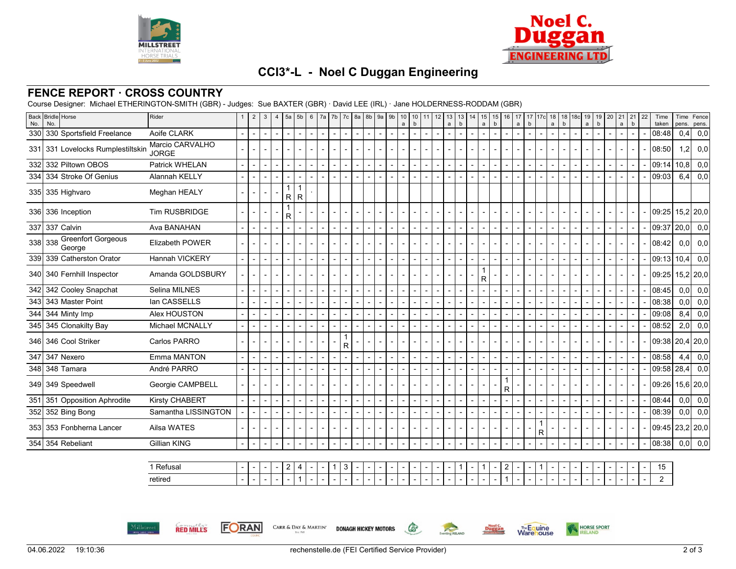# CCI3*-L - Noel C Duggan Engineering

## FENCE REPORT · CROSS COUNTRY

Course Designer: Michael ETHERINGTON-SMITH (GBR) - Judges: Sue BAXTER (GBR) · David LEE (IRL) · Jane HOLDERNESS-RODDAM (GBR)

| Back No. | Bridle No. | Horse | Rider | 1 | 2 | 3 | 4 | 5a | 5b | 6 | 7a | 7b | 7c | 8a | 8b | 9a | 9b | 10 a | 10 b | 11 | 12 | 13 a | 13 b | 14 | 15 a | 15 b | 16 | 17 a | 17 b | 17c | 18 a | 18 b | 18c | 19 a | 19 b | 20 | 21 a | 21 b | 22 | Time taken | Time pens. | Fence pens. |
|---|---|---|---|---|---|---|---|---|---|---|---|---|---|---|---|---|---|---|---|---|---|---|---|---|---|---|---|---|---|---|---|---|---|---|---|---|---|---|---|---|---|---|
| 330 | 330 | Sportsfield Freelance | Aoife CLARK | - | - | - | - | - | - | - | - | - | - | - | - | - | - | - | - | - | - | - | - | - | - | - | - | - | - | - | - | - | - | - | - | - | - | - | - | 08:48 | 0,4 | 0,0 |
| 331 | 331 | Lovelocks Rumplestiltskin | Marcio CARVALHO JORGE | - | - | - | - | - | - | - | - | - | - | - | - | - | - | - | - | - | - | - | - | - | - | - | - | - | - | - | - | - | - | - | - | - | - | - | - | 08:50 | 1,2 | 0,0 |
| 332 | 332 | Piltown OBOS | Patrick WHELAN | - | - | - | - | - | - | - | - | - | - | - | - | - | - | - | - | - | - | - | - | - | - | - | - | - | - | - | - | - | - | - | - | - | - | - | - | 09:14 | 10,8 | 0,0 |
| 334 | 334 | Stroke Of Genius | Alannah KELLY | - | - | - | - | - | - | - | - | - | - | - | - | - | - | - | - | - | - | - | - | - | - | - | - | - | - | - | - | - | - | - | - | - | - | - | - | 09:03 | 6,4 | 0,0 |
| 335 | 335 | Highvaro | Meghan HEALY | - | - | - | - | 1 R | 1 R | . | | | | | | | | | | | | | | | | | | | | | | | | | | | | | | | | |
| 336 | 336 | Inception | Tim RUSBRIDGE | - | - | - | - | 1 R | - | - | - | - | - | - | - | - | - | - | - | - | - | - | - | - | - | - | - | - | - | - | - | - | - | - | - | - | - | - | - | 09:25 | 15,2 | 20,0 |
| 337 | 337 | Calvin | Ava BANAHAN | - | - | - | - | - | - | - | - | - | - | - | - | - | - | - | - | - | - | - | - | - | - | - | - | - | - | - | - | - | - | - | - | - | - | - | - | 09:37 | 20,0 | 0,0 |
| 338 | 338 | Greenfort Gorgeous George | Elizabeth POWER | - | - | - | - | - | - | - | - | - | - | - | - | - | - | - | - | - | - | - | - | - | - | - | - | - | - | - | - | - | - | - | - | - | - | - | - | 08:42 | 0,0 | 0,0 |
| 339 | 339 | Catherston Orator | Hannah VICKERY | - | - | - | - | - | - | - | - | - | - | - | - | - | - | - | - | - | - | - | - | - | - | - | - | - | - | - | - | - | - | - | - | - | - | - | - | 09:13 | 10,4 | 0,0 |
| 340 | 340 | Fernhill Inspector | Amanda GOLDSBURY | - | - | - | - | - | - | - | - | - | - | - | - | - | - | - | - | - | - | - | - | - | 1 R | - | - | - | - | - | - | - | - | - | - | - | - | - | - | 09:25 | 15,2 | 20,0 |
| 342 | 342 | Cooley Snapchat | Selina MILNES | - | - | - | - | - | - | - | - | - | - | - | - | - | - | - | - | - | - | - | - | - | - | - | - | - | - | - | - | - | - | - | - | - | - | - | - | 08:45 | 0,0 | 0,0 |
| 343 | 343 | Master Point | Ian CASSELLS | - | - | - | - | - | - | - | - | - | - | - | - | - | - | - | - | - | - | - | - | - | - | - | - | - | - | - | - | - | - | - | - | - | - | - | - | 08:38 | 0,0 | 0,0 |
| 344 | 344 | Minty Imp | Alex HOUSTON | - | - | - | - | - | - | - | - | - | - | - | - | - | - | - | - | - | - | - | - | - | - | - | - | - | - | - | - | - | - | - | - | - | - | - | - | 09:08 | 8,4 | 0,0 |
| 345 | 345 | Clonakilty Bay | Michael MCNALLY | - | - | - | - | - | - | - | - | - | - | - | - | - | - | - | - | - | - | - | - | - | - | - | - | - | - | - | - | - | - | - | - | - | - | - | - | 08:52 | 2,0 | 0,0 |
| 346 | 346 | Cool Striker | Carlos PARRO | - | - | - | - | - | - | - | - | - | 1 R | - | - | - | - | - | - | - | - | - | - | - | - | - | - | - | - | - | - | - | - | - | - | - | - | - | - | 09:38 | 20,4 | 20,0 |
| 347 | 347 | Nexero | Emma MANTON | - | - | - | - | - | - | - | - | - | - | - | - | - | - | - | - | - | - | - | - | - | - | - | - | - | - | - | - | - | - | - | - | - | - | - | - | 08:58 | 4,4 | 0,0 |
| 348 | 348 | Tamara | André PARRO | - | - | - | - | - | - | - | - | - | - | - | - | - | - | - | - | - | - | - | - | - | - | - | - | - | - | - | - | - | - | - | - | - | - | - | - | 09:58 | 28,4 | 0,0 |
| 349 | 349 | Speedwell | Georgie CAMPBELL | - | - | - | - | - | - | - | - | - | - | - | - | - | - | - | - | - | - | - | - | - | - | - | 1 R | - | - | - | - | - | - | - | - | - | - | - | - | 09:26 | 15,6 | 20,0 |
| 351 | 351 | Opposition Aphrodite | Kirsty CHABERT | - | - | - | - | - | - | - | - | - | - | - | - | - | - | - | - | - | - | - | - | - | - | - | - | - | - | - | - | - | - | - | - | - | - | - | - | 08:44 | 0,0 | 0,0 |
| 352 | 352 | Bing Bong | Samantha LISSINGTON | - | - | - | - | - | - | - | - | - | - | - | - | - | - | - | - | - | - | - | - | - | - | - | - | - | - | - | - | - | - | - | - | - | - | - | - | 08:39 | 0,0 | 0,0 |
| 353 | 353 | Fonbherna Lancer | Ailsa WATES | - | - | - | - | - | - | - | - | - | - | - | - | - | - | - | - | - | - | - | - | - | - | - | - | - | 1 R | - | - | - | - | - | - | - | - | - | - | 09:45 | 23,2 | 20,0 |
| 354 | 354 | Rebeliant | Gillian KING | - | - | - | - | - | - | - | - | - | - | - | - | - | - | - | - | - | - | - | - | - | - | - | - | - | - | - | - | - | - | - | - | - | - | - | - | 08:38 | 0,0 | 0,0 |
| | | | 1 Refusal | - | - | - | - | 2 | 4 | - | - | 1 | 3 | - | - | - | - | - | - | - | - | - | 1 | - | 1 | - | 2 | - | - | 1 | - | - | - | - | - | - | - | - | - | 15 | | |
| | | | retired | - | - | - | - | - | 1 | - | - | - | - | - | - | - | - | - | - | - | - | - | - | - | - | - | 1 | - | - | - | - | - | - | - | - | - | - | - | - | 2 | | |

04.06.2022 19:10:36 rechenstelle.de (FEI Certified Service Provider)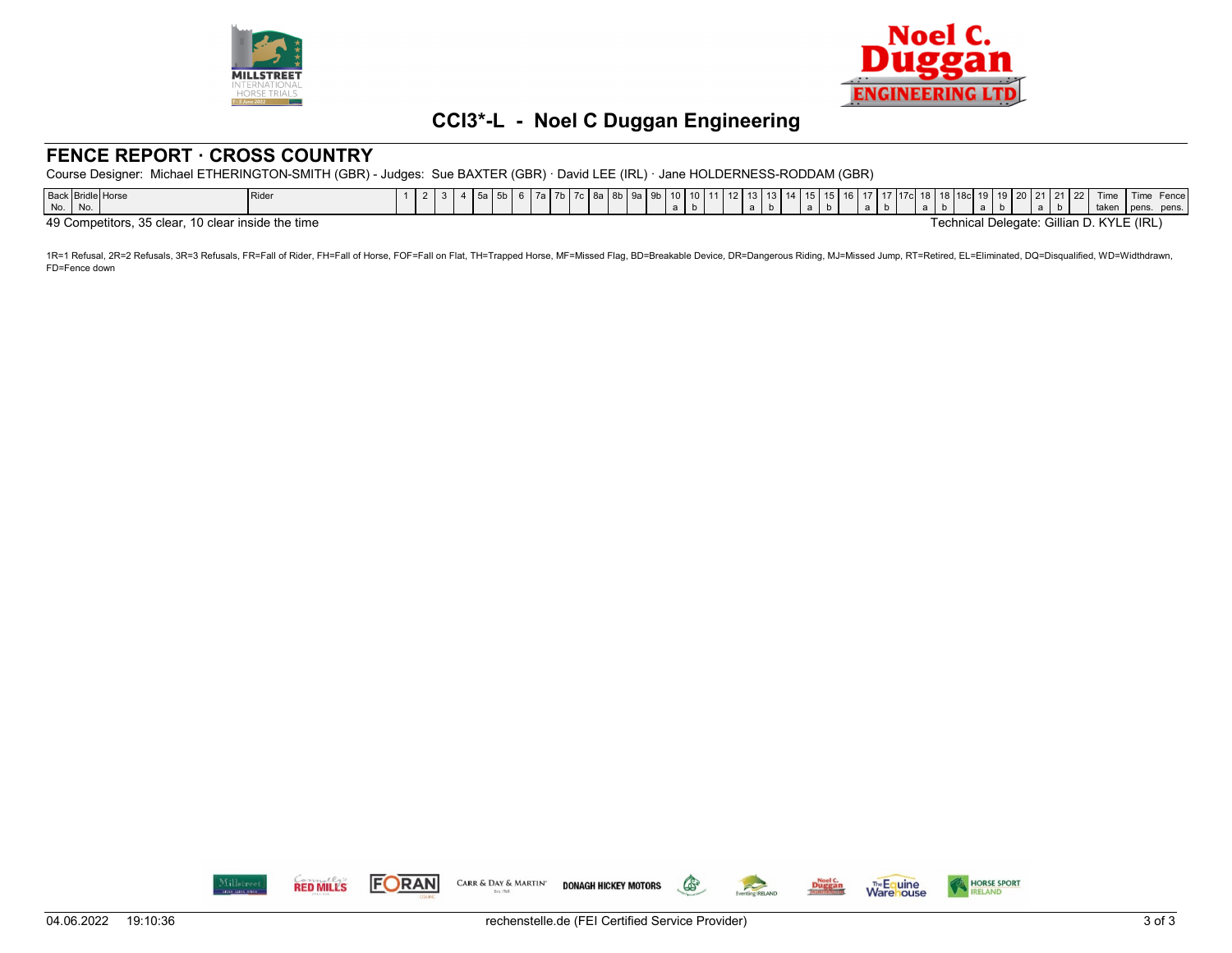## CCI3*-L - Noel C Duggan Engineering

# FENCE REPORT · CROSS COUNTRY

Course Designer: Michael ETHERINGTON-SMITH (GBR) - Judges: Sue BAXTER (GBR) · David LEE (IRL) · Jane HOLDERNESS-RODDAM (GBR)

| Back No. | Bridle No. | Horse | Rider | 1 | 2 | 3 | 4 | 5a | 5b | 6 | 7a | 7b | 7c | 8a | 8b | 9a | 9b | 10 a | 10 b | 11 | 12 | 13 a | 13 b | 14 | 15 a | 15 b | 16 | 17 a | 17 b | 17c | 18 a | 18 b | 18c | 19 a | 19 b | 20 | 21 a | 21 b | 22 | Time taken | Time pens. | Fence pens. |
|---|---|---|---|---|---|---|---|---|---|---|---|---|---|---|---|---|---|---|---|---|---|---|---|---|---|---|---|---|---|---|---|---|---|---|---|---|---|---|---|---|---|---|

49 Competitors, 35 clear, 10 clear inside the time

Technical Delegate: Gillian D. KYLE (IRL)

1R=1 Refusal, 2R=2 Refusals, 3R=3 Refusals, FR=Fall of Rider, FH=Fall of Horse, FOF=Fall on Flat, TH=Trapped Horse, MF=Missed Flag, BD=Breakable Device, DR=Dangerous Riding, MJ=Missed Jump, RT=Retired, EL=Eliminated, DQ=Disqualified, WD=Widthdrawn, FD=Fence down

04.06.2022 19:10:36 rechenstelle.de (FEI Certified Service Provider)